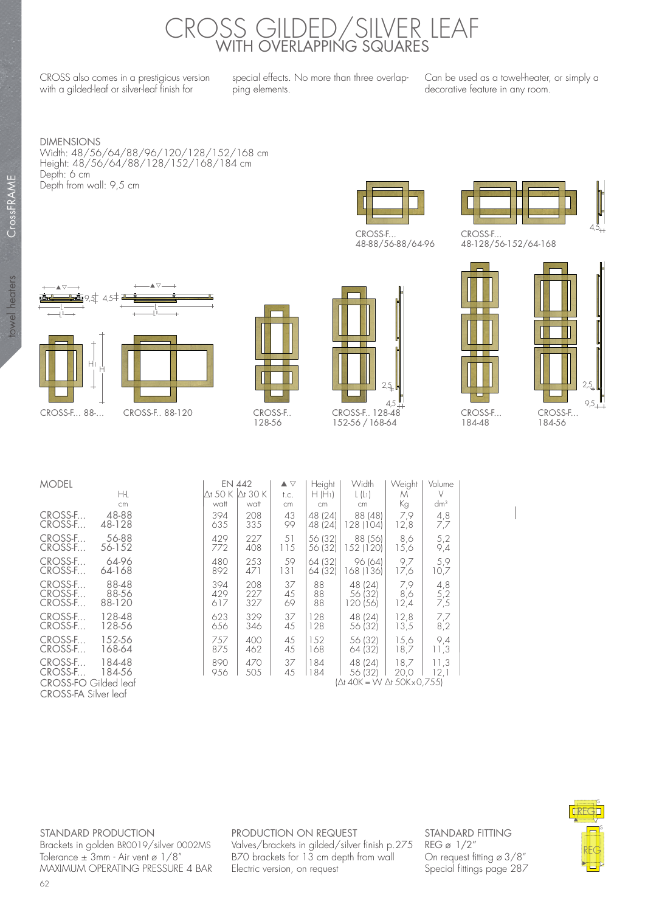# CROSS GILDED/SILVER LEAF

## WITH OVERLAPPING SQUARES

CROSS also comes in a prestigious version with a gilded-leaf or silver-leaf finish for special effects. No more than three overlapping elements. Can be used as a towel-heater, or simply a decorative feature in any room.

DIMENSIONS
Width: 48/56/64/88/96/120/128/152/168 cm
Height: 48/56/64/88/128/152/168/184 cm
Depth: 6 cm
Depth from wall: 9,5 cm

CROSS-F... 48-88/56-88/64-96

CROSS-F... 48-128/56-152/64-168

CROSS-F... 88-...

CROSS-F.. 88-120

CROSS-F.. 128-56

CROSS-F.. 128-48 152-56 / 168-64

CROSS-F... 184-48

CROSS-F... 184-56

| MODEL | H-L | EN 442 | | ▲▽ | Height | Width | Weight | Volume |
|---|---|---|---|---|---|---|---|---|
| | | Δt 50 K | Δt 30 K | t.c. | H (H1) | L (L1) | M | V |
| | cm | watt | watt | cm | cm | cm | Kg | dm³ |
| CROSS-F... | 48-88 | 394 | 208 | 43 | 48 (24) | 88 (48) | 7,9 | 4,8 |
| CROSS-F... | 48-128 | 635 | 335 | 99 | 48 (24) | 128 (104) | 12,8 | 7,7 |
| CROSS-F... | 56-88 | 429 | 227 | 51 | 56 (32) | 88 (56) | 8,6 | 5,2 |
| CROSS-F... | 56-152 | 772 | 408 | 115 | 56 (32) | 152 (120) | 15,6 | 9,4 |
| CROSS-F... | 64-96 | 480 | 253 | 59 | 64 (32) | 96 (64) | 9,7 | 5,9 |
| CROSS-F... | 64-168 | 892 | 471 | 131 | 64 (32) | 168 (136) | 17,6 | 10,7 |
| CROSS-F... | 88-48 | 394 | 208 | 37 | 88 | 48 (24) | 7,9 | 4,8 |
| CROSS-F... | 88-56 | 429 | 227 | 45 | 88 | 56 (32) | 8,6 | 5,2 |
| CROSS-F... | 88-120 | 617 | 327 | 69 | 88 | 120 (56) | 12,4 | 7,5 |
| CROSS-F... | 128-48 | 623 | 329 | 37 | 128 | 48 (24) | 12,8 | 7,7 |
| CROSS-F... | 128-56 | 656 | 346 | 45 | 128 | 56 (32) | 13,5 | 8,2 |
| CROSS-F... | 152-56 | 757 | 400 | 45 | 152 | 56 (32) | 15,6 | 9,4 |
| CROSS-F... | 168-64 | 875 | 462 | 45 | 168 | 64 (32) | 18,7 | 11,3 |
| CROSS-F... | 184-48 | 890 | 470 | 37 | 184 | 48 (24) | 18,7 | 11,3 |
| CROSS-F... | 184-56 | 956 | 505 | 45 | 184 | 56 (32) | 20,0 | 12,1 |

CROSS-FO Gilded leaf
CROSS-FA Silver leaf

(Δt 40K = W Δt 50K×0,755)

STANDARD PRODUCTION
Brackets in golden BR0019/silver 0002MS
Tolerance ± 3mm - Air vent ø 1/8"
MAXIMUM OPERATING PRESSURE 4 BAR

PRODUCTION ON REQUEST
Valves/brackets in gilded/silver finish p.275
B70 brackets for 13 cm depth from wall
Electric version, on request

STANDARD FITTING
REG ø 1/2"
On request fitting ø 3/8"
Special fittings page 287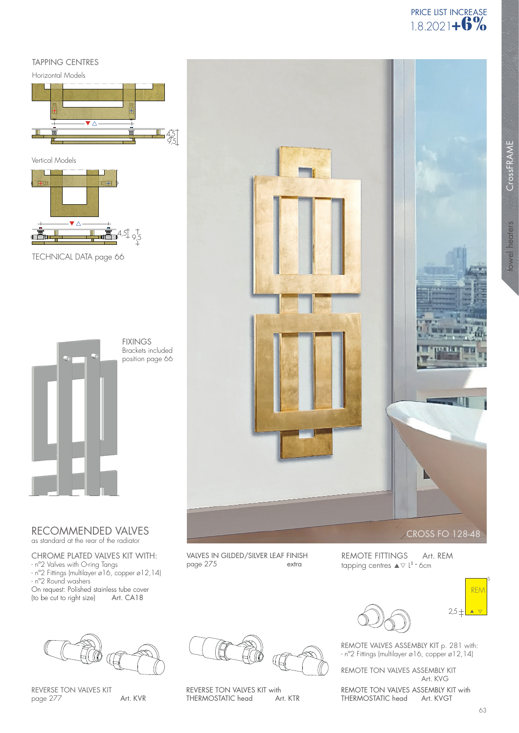PRICE LIST INCREASE 1.8.2021 **+6%**

## TAPPING CENTRES

Horizontal Models

4,5
9,5

Vertical Models

4,5
9,5

TECHNICAL DATA page 66

FIXINGS
Brackets included
position page 66

CROSS FO 128-48

## RECOMMENDED VALVES

as standard at the rear of the radiator

CHROME PLATED VALVES KIT WITH:
- n°2 Valves with O-ring Tangs
- n°2 Fittings (multilayer ø16, copper ø12,14)
- n°2 Round washers

On request: Polished stainless tube cover
(to be cut to right size) Art. CA18

VALVES IN GILDED/SILVER LEAF FINISH
page 275 extra

REMOTE FITTINGS Art. REM
tapping centres ▲▽ $L^1$ - 6cm

REM
2,5

REVERSE TON VALVES KIT
page 277 Art. KVR

REVERSE TON VALVES KIT with
THERMOSTATIC head Art. KTR

REMOTE VALVES ASSEMBLY KIT p. 281 with:
- n°2 Fittings (multilayer ø16, copper ø12,14)

REMOTE TON VALVES ASSEMBLY KIT
Art. KVG

REMOTE TON VALVES ASSEMBLY KIT with
THERMOSTATIC head Art. KVGT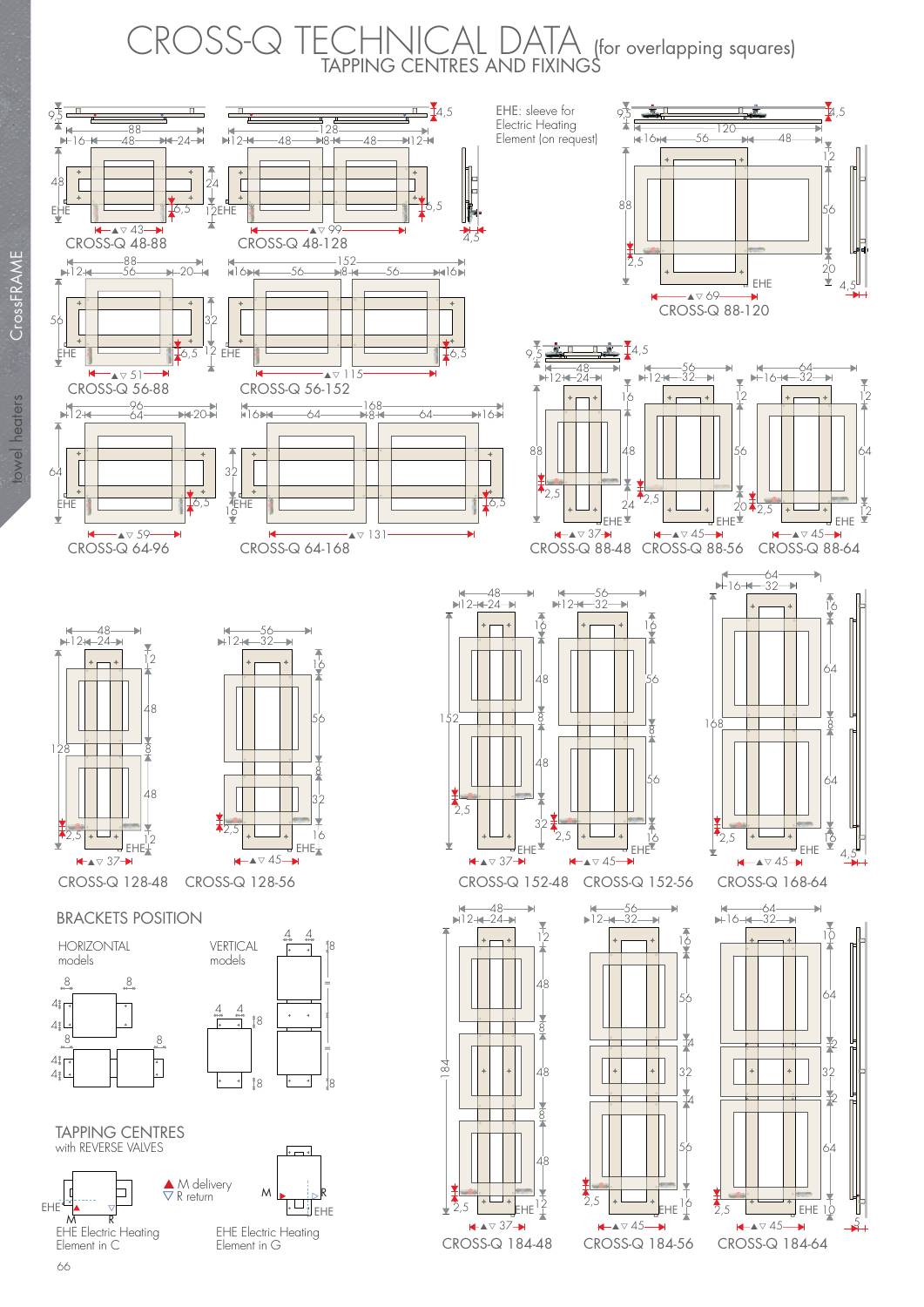# CROSS-Q TECHNICAL DATA (for overlapping squares)

## TAPPING CENTRES AND FIXINGS

EHE: sleeve for Electric Heating Element (on request)

CROSS-Q 48-88

CROSS-Q 48-128

CROSS-Q 88-120

CROSS-Q 56-88

CROSS-Q 56-152

CROSS-Q 64-96

CROSS-Q 64-168

CROSS-Q 88-48

CROSS-Q 88-56

CROSS-Q 88-64

CROSS-Q 128-48

CROSS-Q 128-56

CROSS-Q 152-48

CROSS-Q 152-56

CROSS-Q 168-64

CROSS-Q 184-48

CROSS-Q 184-56

CROSS-Q 184-64

## BRACKETS POSITION

HORIZONTAL models

VERTICAL models

## TAPPING CENTRES

with REVERSE VALVES

▲ M delivery
▽ R return

EHE Electric Heating Element in C

EHE Electric Heating Element in G